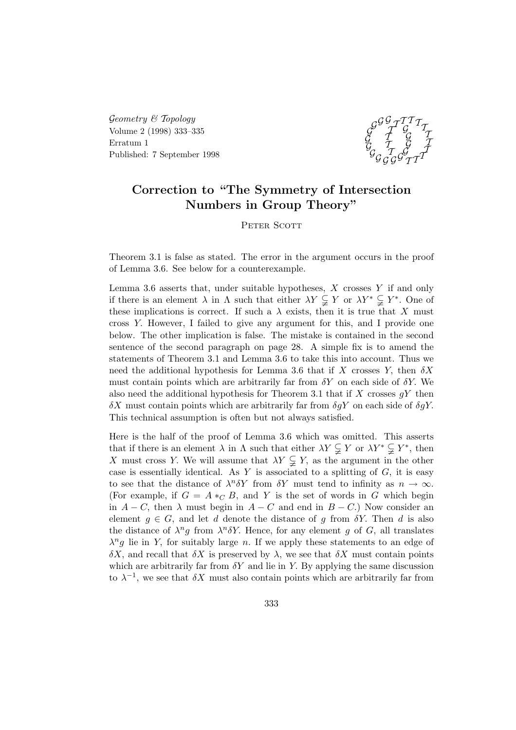# Correction to "The Symmetry of Intersection Numbers in Group Theory"

Peter Scott

Theorem 3.1 is false as stated. The error in the argument occurs in the proof of Lemma 3.6. See below for a counterexample.

Lemma 3.6 asserts that, under suitable hypotheses, $X$ crosses $Y$ if and only if there is an element $\lambda$ in $\Lambda$ such that either $\lambda Y \subsetneqq Y$ or $\lambda Y^* \subsetneqq Y^*$. One of these implications is correct. If such a $\lambda$ exists, then it is true that $X$ must cross $Y$. However, I failed to give any argument for this, and I provide one below. The other implication is false. The mistake is contained in the second sentence of the second paragraph on page 28. A simple fix is to amend the statements of Theorem 3.1 and Lemma 3.6 to take this into account. Thus we need the additional hypothesis for Lemma 3.6 that if $X$ crosses $Y$, then $\delta X$ must contain points which are arbitrarily far from $\delta Y$ on each side of $\delta Y$. We also need the additional hypothesis for Theorem 3.1 that if $X$ crosses $gY$ then $\delta X$ must contain points which are arbitrarily far from $\delta gY$ on each side of $\delta gY$. This technical assumption is often but not always satisfied.

Here is the half of the proof of Lemma 3.6 which was omitted. This asserts that if there is an element $\lambda$ in $\Lambda$ such that either $\lambda Y \subsetneqq Y$ or $\lambda Y^* \subsetneqq Y^*$, then $X$ must cross $Y$. We will assume that $\lambda Y \subsetneqq Y$, as the argument in the other case is essentially identical. As $Y$ is associated to a splitting of $G$, it is easy to see that the distance of $\lambda^n \delta Y$ from $\delta Y$ must tend to infinity as $n \to \infty$. (For example, if $G = A *_C B$, and $Y$ is the set of words in $G$ which begin in $A - C$, then $\lambda$ must begin in $A - C$ and end in $B - C$.) Now consider an element $g \in G$, and let $d$ denote the distance of $g$ from $\delta Y$. Then $d$ is also the distance of $\lambda^n g$ from $\lambda^n \delta Y$. Hence, for any element $g$ of $G$, all translates $\lambda^n g$ lie in $Y$, for suitably large $n$. If we apply these statements to an edge of $\delta X$, and recall that $\delta X$ is preserved by $\lambda$, we see that $\delta X$ must contain points which are arbitrarily far from $\delta Y$ and lie in $Y$. By applying the same discussion to $\lambda^{-1}$, we see that $\delta X$ must also contain points which are arbitrarily far from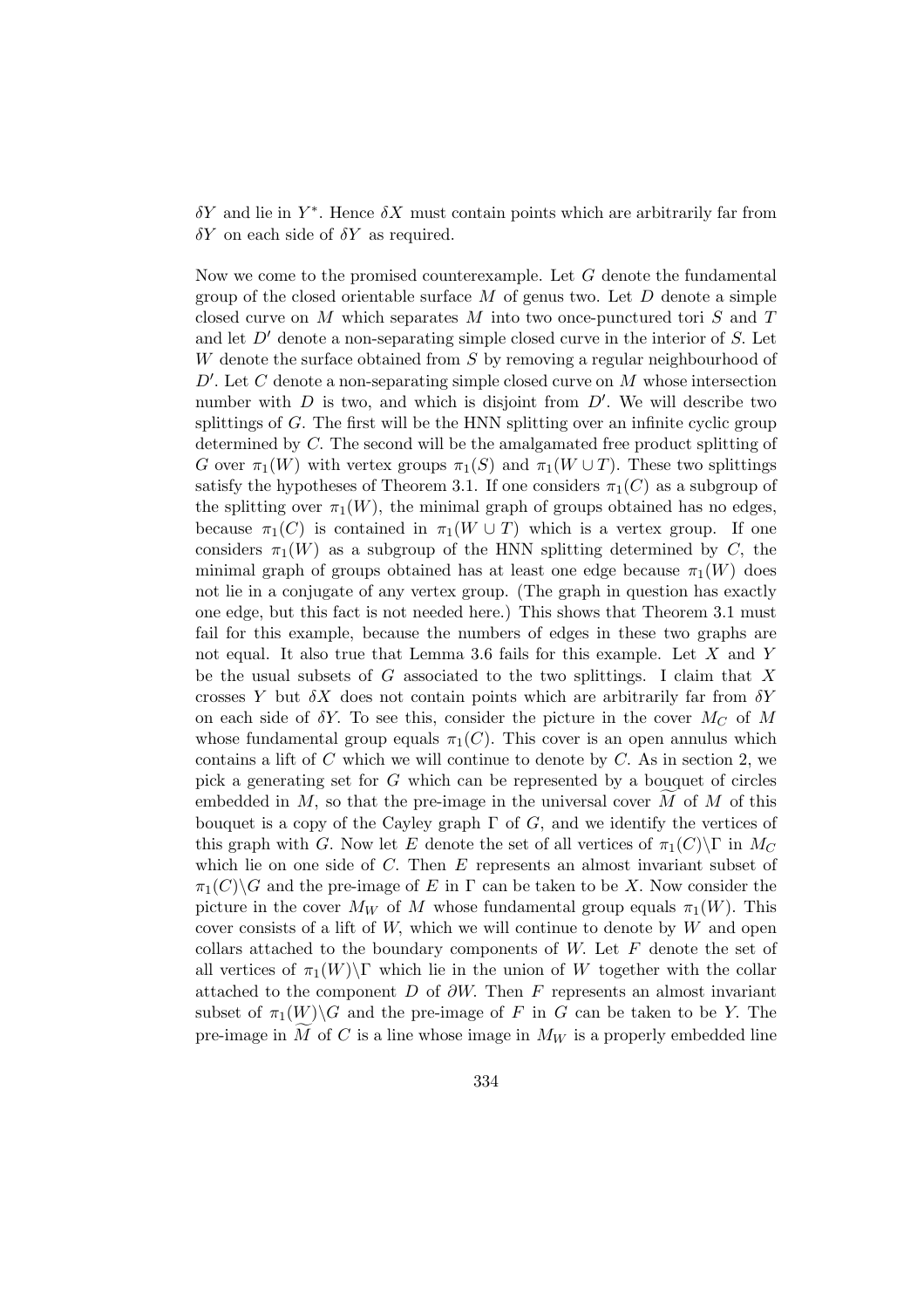$\delta Y$ and lie in $Y^*$. Hence $\delta X$ must contain points which are arbitrarily far from $\delta Y$ on each side of $\delta Y$ as required.

Now we come to the promised counterexample. Let $G$ denote the fundamental group of the closed orientable surface $M$ of genus two. Let $D$ denote a simple closed curve on $M$ which separates $M$ into two once-punctured tori $S$ and $T$ and let $D'$ denote a non-separating simple closed curve in the interior of $S$. Let $W$ denote the surface obtained from $S$ by removing a regular neighbourhood of $D'$. Let $C$ denote a non-separating simple closed curve on $M$ whose intersection number with $D$ is two, and which is disjoint from $D'$. We will describe two splittings of $G$. The first will be the HNN splitting over an infinite cyclic group determined by $C$. The second will be the amalgamated free product splitting of $G$ over $\pi_1(W)$ with vertex groups $\pi_1(S)$ and $\pi_1(W \cup T)$. These two splittings satisfy the hypotheses of Theorem 3.1. If one considers $\pi_1(C)$ as a subgroup of the splitting over $\pi_1(W)$, the minimal graph of groups obtained has no edges, because $\pi_1(C)$ is contained in $\pi_1(W \cup T)$ which is a vertex group. If one considers $\pi_1(W)$ as a subgroup of the HNN splitting determined by $C$, the minimal graph of groups obtained has at least one edge because $\pi_1(W)$ does not lie in a conjugate of any vertex group. (The graph in question has exactly one edge, but this fact is not needed here.) This shows that Theorem 3.1 must fail for this example, because the numbers of edges in these two graphs are not equal. It also true that Lemma 3.6 fails for this example. Let $X$ and $Y$ be the usual subsets of $G$ associated to the two splittings. I claim that $X$ crosses $Y$ but $\delta X$ does not contain points which are arbitrarily far from $\delta Y$ on each side of $\delta Y$. To see this, consider the picture in the cover $M_C$ of $M$ whose fundamental group equals $\pi_1(C)$. This cover is an open annulus which contains a lift of $C$ which we will continue to denote by $C$. As in section 2, we pick a generating set for $G$ which can be represented by a bouquet of circles embedded in $M$, so that the pre-image in the universal cover $\widetilde{M}$ of $M$ of this bouquet is a copy of the Cayley graph $\Gamma$ of $G$, and we identify the vertices of this graph with $G$. Now let $E$ denote the set of all vertices of $\pi_1(C)\backslash\Gamma$ in $M_C$ which lie on one side of $C$. Then $E$ represents an almost invariant subset of $\pi_1(C)\backslash G$ and the pre-image of $E$ in $\Gamma$ can be taken to be $X$. Now consider the picture in the cover $M_W$ of $M$ whose fundamental group equals $\pi_1(W)$. This cover consists of a lift of $W$, which we will continue to denote by $W$ and open collars attached to the boundary components of $W$. Let $F$ denote the set of all vertices of $\pi_1(W)\backslash\Gamma$ which lie in the union of $W$ together with the collar attached to the component $D$ of $\partial W$. Then $F$ represents an almost invariant subset of $\pi_1(W)\backslash G$ and the pre-image of $F$ in $G$ can be taken to be $Y$. The pre-image in $\widetilde{M}$ of $C$ is a line whose image in $M_W$ is a properly embedded line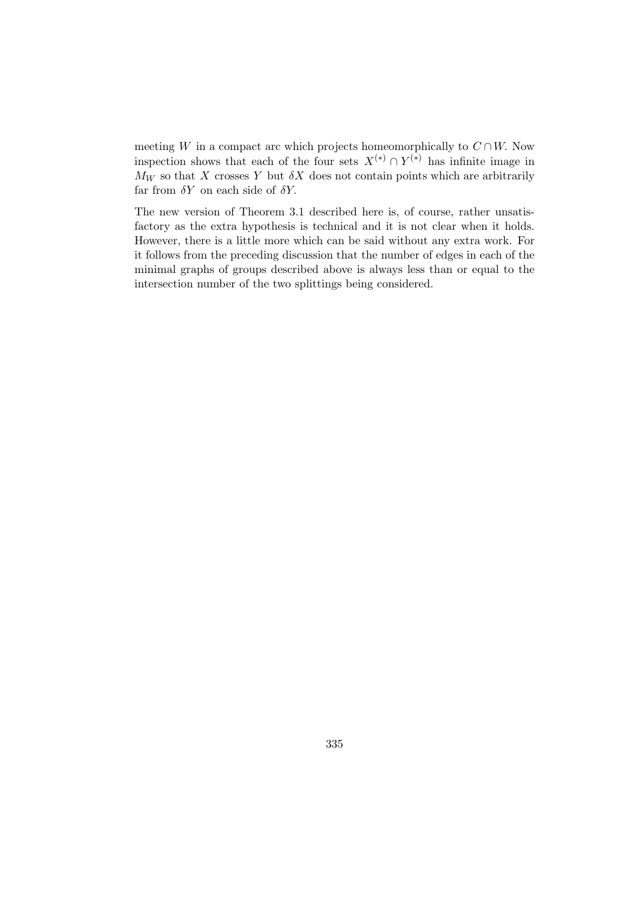meeting $W$ in a compact arc which projects homeomorphically to $C \cap W$. Now inspection shows that each of the four sets $X^{(*)} \cap Y^{(*)}$ has infinite image in $M_W$ so that $X$ crosses $Y$ but $\delta X$ does not contain points which are arbitrarily far from $\delta Y$ on each side of $\delta Y$.

The new version of Theorem 3.1 described here is, of course, rather unsatisfactory as the extra hypothesis is technical and it is not clear when it holds. However, there is a little more which can be said without any extra work. For it follows from the preceding discussion that the number of edges in each of the minimal graphs of groups described above is always less than or equal to the intersection number of the two splittings being considered.